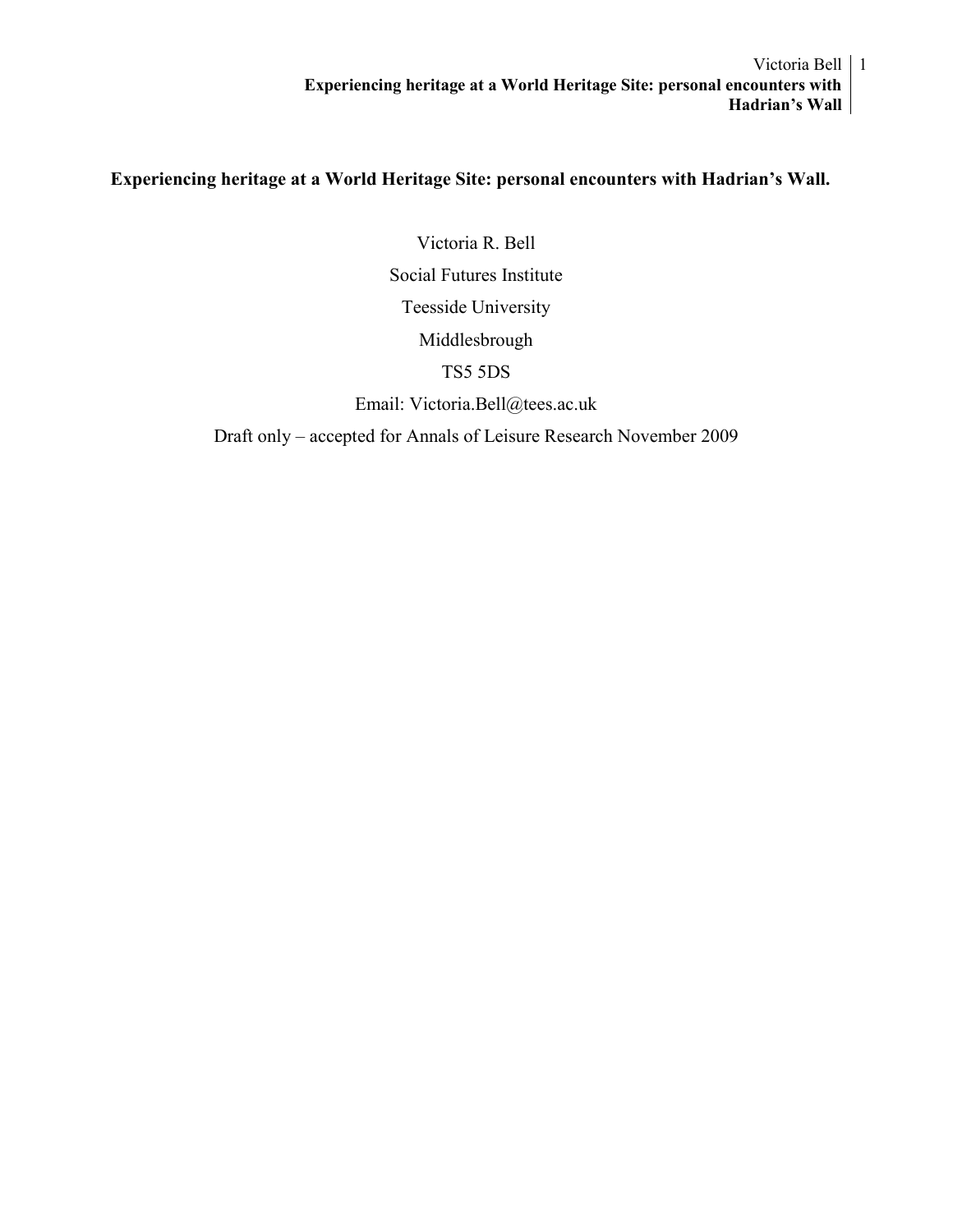# Experiencing heritage at a World Heritage Site: personal encounters with Hadrian's Wall.

Victoria R. Bell

Social Futures Institute

Teesside University

Middlesbrough

TS5 5DS

Email: Victoria.Bell@tees.ac.uk

Draft only – accepted for Annals of Leisure Research November 2009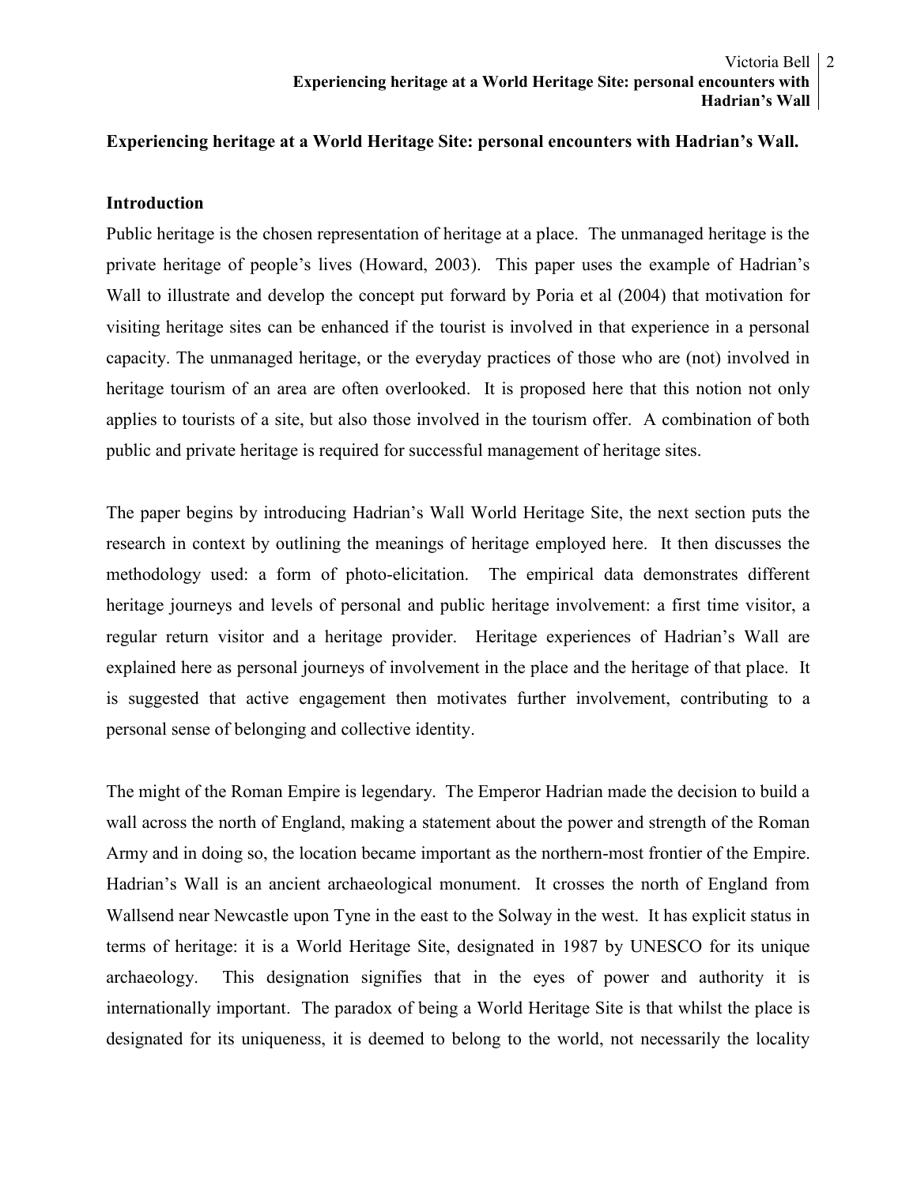**Experiencing heritage at a World Heritage Site: personal encounters with Hadrian's Wall.**

## Introduction

Public heritage is the chosen representation of heritage at a place. The unmanaged heritage is the private heritage of people's lives (Howard, 2003). This paper uses the example of Hadrian's Wall to illustrate and develop the concept put forward by Poria et al (2004) that motivation for visiting heritage sites can be enhanced if the tourist is involved in that experience in a personal capacity. The unmanaged heritage, or the everyday practices of those who are (not) involved in heritage tourism of an area are often overlooked. It is proposed here that this notion not only applies to tourists of a site, but also those involved in the tourism offer. A combination of both public and private heritage is required for successful management of heritage sites.

The paper begins by introducing Hadrian's Wall World Heritage Site, the next section puts the research in context by outlining the meanings of heritage employed here. It then discusses the methodology used: a form of photo-elicitation. The empirical data demonstrates different heritage journeys and levels of personal and public heritage involvement: a first time visitor, a regular return visitor and a heritage provider. Heritage experiences of Hadrian's Wall are explained here as personal journeys of involvement in the place and the heritage of that place. It is suggested that active engagement then motivates further involvement, contributing to a personal sense of belonging and collective identity.

The might of the Roman Empire is legendary. The Emperor Hadrian made the decision to build a wall across the north of England, making a statement about the power and strength of the Roman Army and in doing so, the location became important as the northern-most frontier of the Empire. Hadrian's Wall is an ancient archaeological monument. It crosses the north of England from Wallsend near Newcastle upon Tyne in the east to the Solway in the west. It has explicit status in terms of heritage: it is a World Heritage Site, designated in 1987 by UNESCO for its unique archaeology. This designation signifies that in the eyes of power and authority it is internationally important. The paradox of being a World Heritage Site is that whilst the place is designated for its uniqueness, it is deemed to belong to the world, not necessarily the locality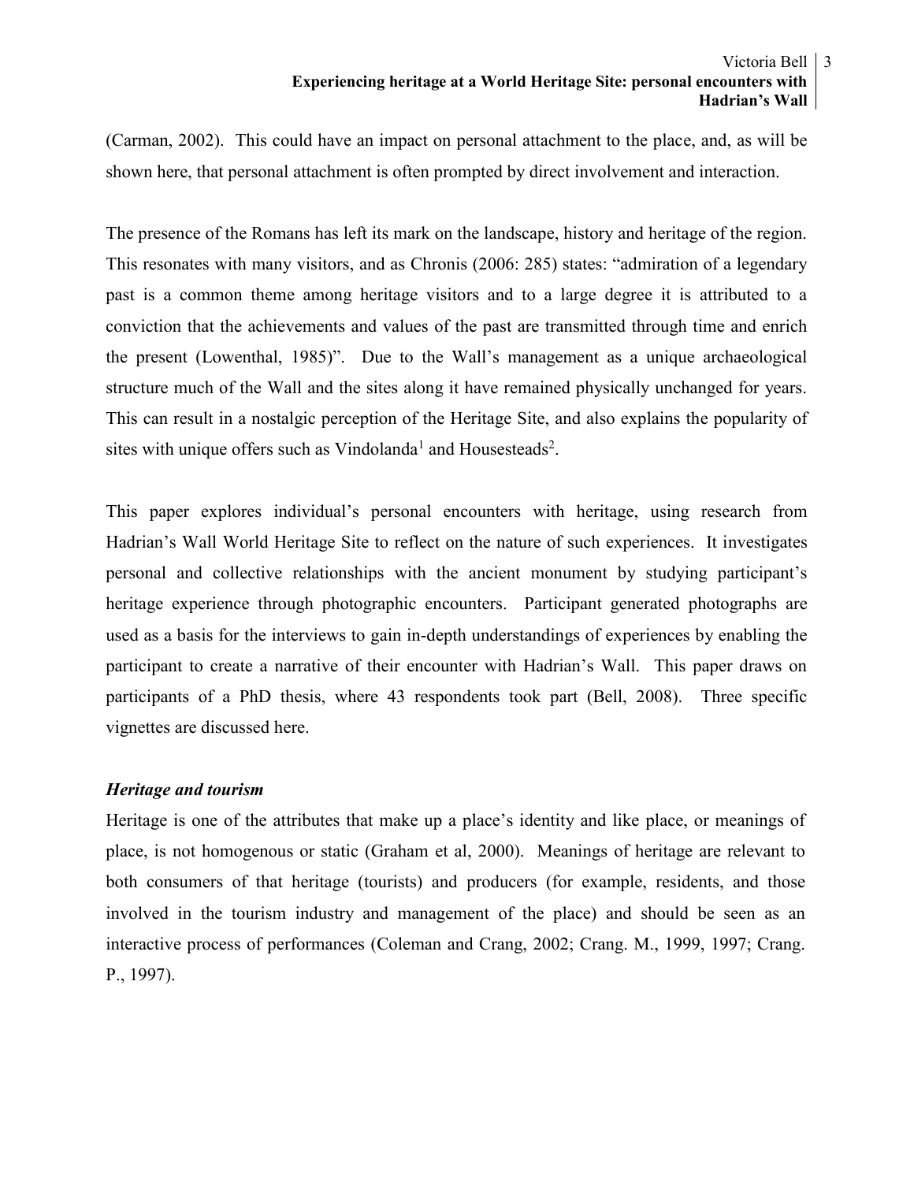(Carman, 2002). This could have an impact on personal attachment to the place, and, as will be shown here, that personal attachment is often prompted by direct involvement and interaction.

The presence of the Romans has left its mark on the landscape, history and heritage of the region. This resonates with many visitors, and as Chronis (2006: 285) states: "admiration of a legendary past is a common theme among heritage visitors and to a large degree it is attributed to a conviction that the achievements and values of the past are transmitted through time and enrich the present (Lowenthal, 1985)". Due to the Wall's management as a unique archaeological structure much of the Wall and the sites along it have remained physically unchanged for years. This can result in a nostalgic perception of the Heritage Site, and also explains the popularity of sites with unique offers such as Vindolanda[1] and Housesteads[2].

This paper explores individual's personal encounters with heritage, using research from Hadrian's Wall World Heritage Site to reflect on the nature of such experiences. It investigates personal and collective relationships with the ancient monument by studying participant's heritage experience through photographic encounters. Participant generated photographs are used as a basis for the interviews to gain in-depth understandings of experiences by enabling the participant to create a narrative of their encounter with Hadrian's Wall. This paper draws on participants of a PhD thesis, where 43 respondents took part (Bell, 2008). Three specific vignettes are discussed here.

### *Heritage and tourism*

Heritage is one of the attributes that make up a place's identity and like place, or meanings of place, is not homogenous or static (Graham et al, 2000). Meanings of heritage are relevant to both consumers of that heritage (tourists) and producers (for example, residents, and those involved in the tourism industry and management of the place) and should be seen as an interactive process of performances (Coleman and Crang, 2002; Crang. M., 1999, 1997; Crang. P., 1997).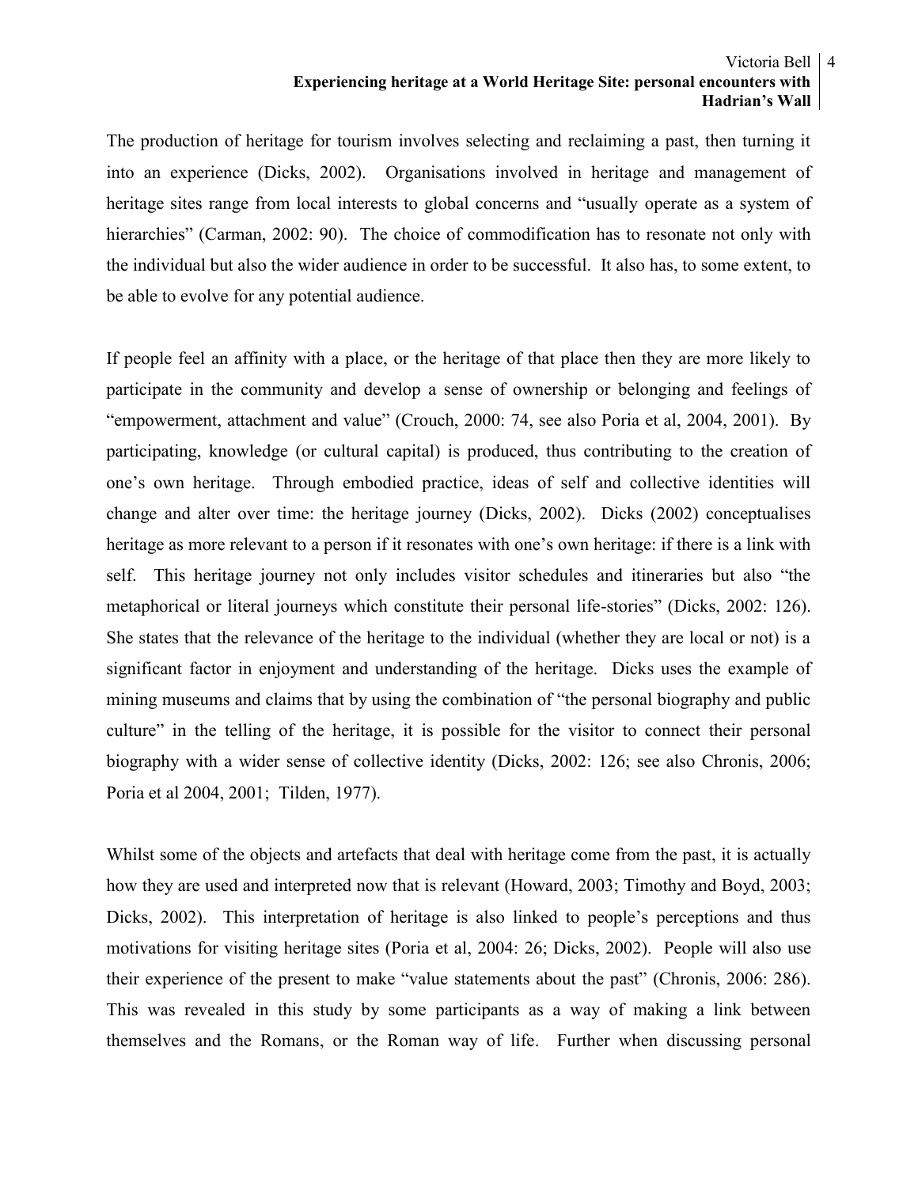The production of heritage for tourism involves selecting and reclaiming a past, then turning it into an experience (Dicks, 2002). Organisations involved in heritage and management of heritage sites range from local interests to global concerns and "usually operate as a system of hierarchies" (Carman, 2002: 90). The choice of commodification has to resonate not only with the individual but also the wider audience in order to be successful. It also has, to some extent, to be able to evolve for any potential audience.

If people feel an affinity with a place, or the heritage of that place then they are more likely to participate in the community and develop a sense of ownership or belonging and feelings of "empowerment, attachment and value" (Crouch, 2000: 74, see also Poria et al, 2004, 2001). By participating, knowledge (or cultural capital) is produced, thus contributing to the creation of one's own heritage. Through embodied practice, ideas of self and collective identities will change and alter over time: the heritage journey (Dicks, 2002). Dicks (2002) conceptualises heritage as more relevant to a person if it resonates with one's own heritage: if there is a link with self. This heritage journey not only includes visitor schedules and itineraries but also "the metaphorical or literal journeys which constitute their personal life-stories" (Dicks, 2002: 126). She states that the relevance of the heritage to the individual (whether they are local or not) is a significant factor in enjoyment and understanding of the heritage. Dicks uses the example of mining museums and claims that by using the combination of "the personal biography and public culture" in the telling of the heritage, it is possible for the visitor to connect their personal biography with a wider sense of collective identity (Dicks, 2002: 126; see also Chronis, 2006; Poria et al 2004, 2001; Tilden, 1977).

Whilst some of the objects and artefacts that deal with heritage come from the past, it is actually how they are used and interpreted now that is relevant (Howard, 2003; Timothy and Boyd, 2003; Dicks, 2002). This interpretation of heritage is also linked to people's perceptions and thus motivations for visiting heritage sites (Poria et al, 2004: 26; Dicks, 2002). People will also use their experience of the present to make "value statements about the past" (Chronis, 2006: 286). This was revealed in this study by some participants as a way of making a link between themselves and the Romans, or the Roman way of life. Further when discussing personal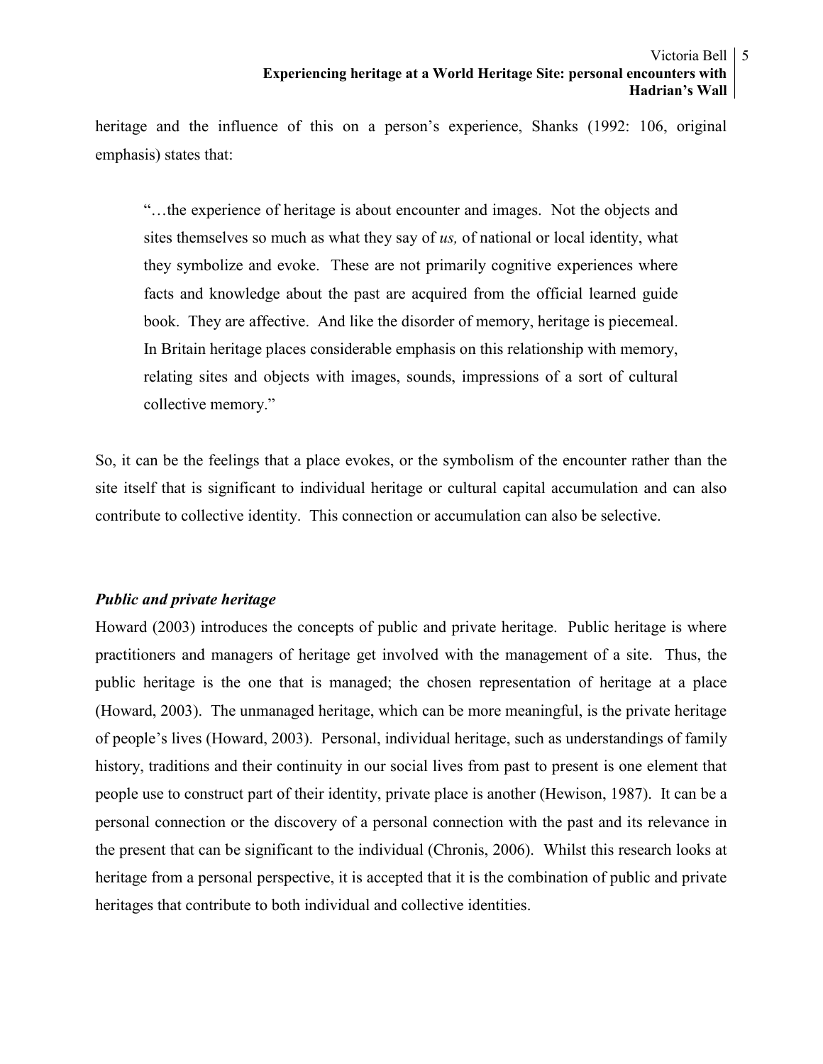heritage and the influence of this on a person's experience, Shanks (1992: 106, original emphasis) states that:

> "…the experience of heritage is about encounter and images. Not the objects and sites themselves so much as what they say of *us,* of national or local identity, what they symbolize and evoke. These are not primarily cognitive experiences where facts and knowledge about the past are acquired from the official learned guide book. They are affective. And like the disorder of memory, heritage is piecemeal. In Britain heritage places considerable emphasis on this relationship with memory, relating sites and objects with images, sounds, impressions of a sort of cultural collective memory."

So, it can be the feelings that a place evokes, or the symbolism of the encounter rather than the site itself that is significant to individual heritage or cultural capital accumulation and can also contribute to collective identity. This connection or accumulation can also be selective.

### *Public and private heritage*

Howard (2003) introduces the concepts of public and private heritage. Public heritage is where practitioners and managers of heritage get involved with the management of a site. Thus, the public heritage is the one that is managed; the chosen representation of heritage at a place (Howard, 2003). The unmanaged heritage, which can be more meaningful, is the private heritage of people's lives (Howard, 2003). Personal, individual heritage, such as understandings of family history, traditions and their continuity in our social lives from past to present is one element that people use to construct part of their identity, private place is another (Hewison, 1987). It can be a personal connection or the discovery of a personal connection with the past and its relevance in the present that can be significant to the individual (Chronis, 2006). Whilst this research looks at heritage from a personal perspective, it is accepted that it is the combination of public and private heritages that contribute to both individual and collective identities.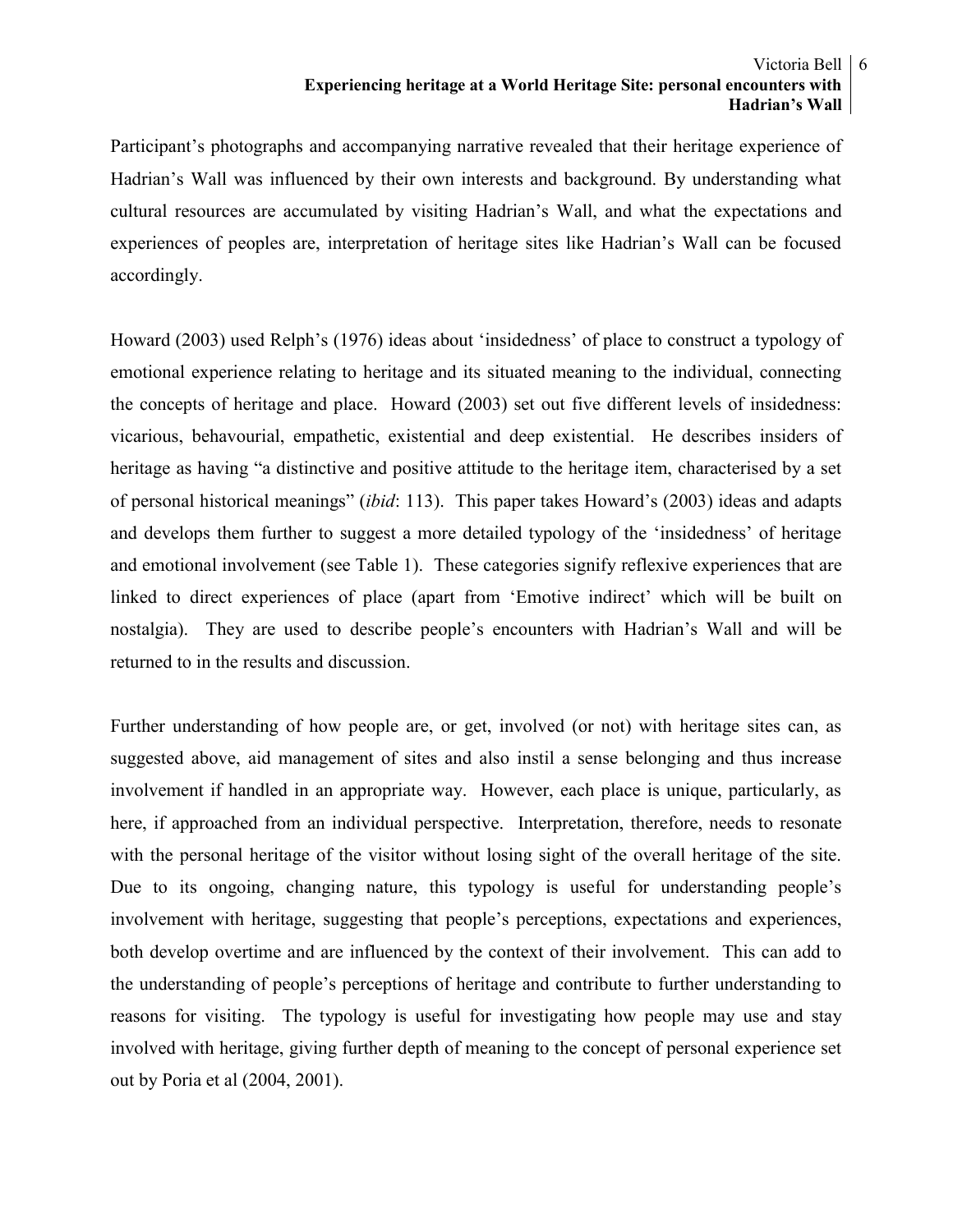Participant's photographs and accompanying narrative revealed that their heritage experience of Hadrian's Wall was influenced by their own interests and background. By understanding what cultural resources are accumulated by visiting Hadrian's Wall, and what the expectations and experiences of peoples are, interpretation of heritage sites like Hadrian's Wall can be focused accordingly.

Howard (2003) used Relph's (1976) ideas about 'insidedness' of place to construct a typology of emotional experience relating to heritage and its situated meaning to the individual, connecting the concepts of heritage and place. Howard (2003) set out five different levels of insidedness: vicarious, behavourial, empathetic, existential and deep existential. He describes insiders of heritage as having "a distinctive and positive attitude to the heritage item, characterised by a set of personal historical meanings" (*ibid*: 113). This paper takes Howard's (2003) ideas and adapts and develops them further to suggest a more detailed typology of the 'insidedness' of heritage and emotional involvement (see Table 1). These categories signify reflexive experiences that are linked to direct experiences of place (apart from 'Emotive indirect' which will be built on nostalgia). They are used to describe people's encounters with Hadrian's Wall and will be returned to in the results and discussion.

Further understanding of how people are, or get, involved (or not) with heritage sites can, as suggested above, aid management of sites and also instil a sense belonging and thus increase involvement if handled in an appropriate way. However, each place is unique, particularly, as here, if approached from an individual perspective. Interpretation, therefore, needs to resonate with the personal heritage of the visitor without losing sight of the overall heritage of the site. Due to its ongoing, changing nature, this typology is useful for understanding people's involvement with heritage, suggesting that people's perceptions, expectations and experiences, both develop overtime and are influenced by the context of their involvement. This can add to the understanding of people's perceptions of heritage and contribute to further understanding to reasons for visiting. The typology is useful for investigating how people may use and stay involved with heritage, giving further depth of meaning to the concept of personal experience set out by Poria et al (2004, 2001).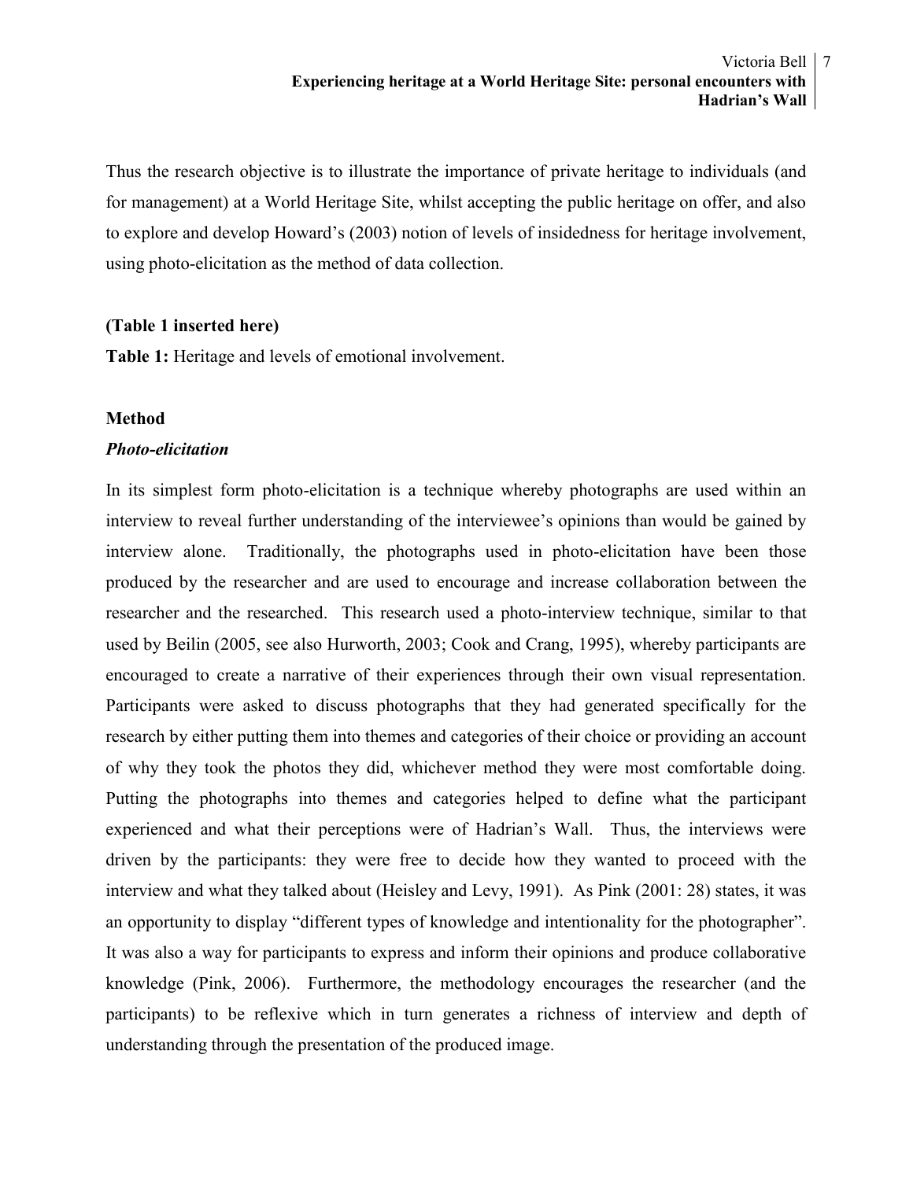Thus the research objective is to illustrate the importance of private heritage to individuals (and for management) at a World Heritage Site, whilst accepting the public heritage on offer, and also to explore and develop Howard's (2003) notion of levels of insidedness for heritage involvement, using photo-elicitation as the method of data collection.

**(Table 1 inserted here)**

**Table 1:** Heritage and levels of emotional involvement.

## Method

### *Photo-elicitation*

In its simplest form photo-elicitation is a technique whereby photographs are used within an interview to reveal further understanding of the interviewee's opinions than would be gained by interview alone. Traditionally, the photographs used in photo-elicitation have been those produced by the researcher and are used to encourage and increase collaboration between the researcher and the researched. This research used a photo-interview technique, similar to that used by Beilin (2005, see also Hurworth, 2003; Cook and Crang, 1995), whereby participants are encouraged to create a narrative of their experiences through their own visual representation. Participants were asked to discuss photographs that they had generated specifically for the research by either putting them into themes and categories of their choice or providing an account of why they took the photos they did, whichever method they were most comfortable doing. Putting the photographs into themes and categories helped to define what the participant experienced and what their perceptions were of Hadrian's Wall. Thus, the interviews were driven by the participants: they were free to decide how they wanted to proceed with the interview and what they talked about (Heisley and Levy, 1991). As Pink (2001: 28) states, it was an opportunity to display "different types of knowledge and intentionality for the photographer". It was also a way for participants to express and inform their opinions and produce collaborative knowledge (Pink, 2006). Furthermore, the methodology encourages the researcher (and the participants) to be reflexive which in turn generates a richness of interview and depth of understanding through the presentation of the produced image.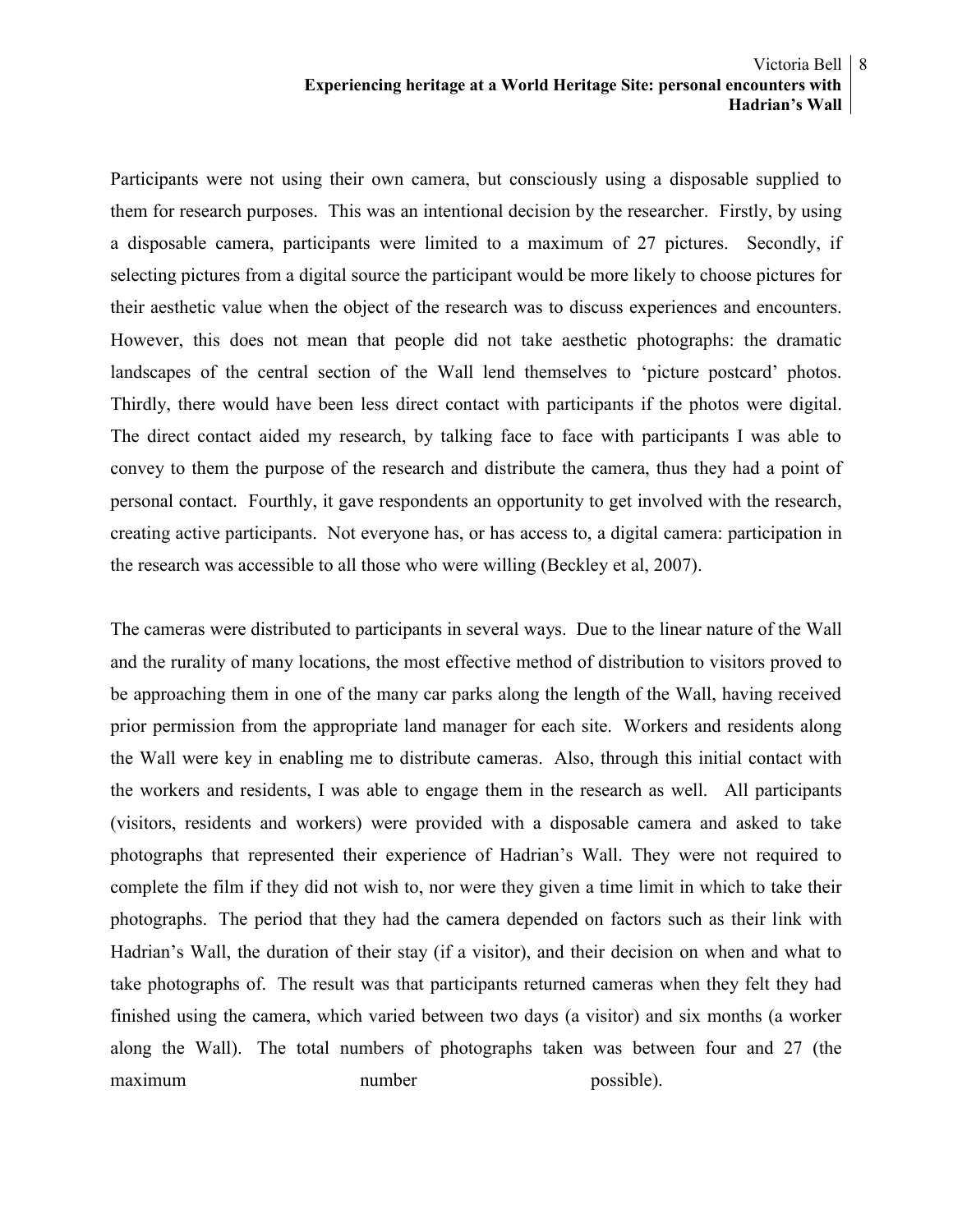Participants were not using their own camera, but consciously using a disposable supplied to them for research purposes. This was an intentional decision by the researcher. Firstly, by using a disposable camera, participants were limited to a maximum of 27 pictures. Secondly, if selecting pictures from a digital source the participant would be more likely to choose pictures for their aesthetic value when the object of the research was to discuss experiences and encounters. However, this does not mean that people did not take aesthetic photographs: the dramatic landscapes of the central section of the Wall lend themselves to 'picture postcard' photos. Thirdly, there would have been less direct contact with participants if the photos were digital. The direct contact aided my research, by talking face to face with participants I was able to convey to them the purpose of the research and distribute the camera, thus they had a point of personal contact. Fourthly, it gave respondents an opportunity to get involved with the research, creating active participants. Not everyone has, or has access to, a digital camera: participation in the research was accessible to all those who were willing (Beckley et al, 2007).

The cameras were distributed to participants in several ways. Due to the linear nature of the Wall and the rurality of many locations, the most effective method of distribution to visitors proved to be approaching them in one of the many car parks along the length of the Wall, having received prior permission from the appropriate land manager for each site. Workers and residents along the Wall were key in enabling me to distribute cameras. Also, through this initial contact with the workers and residents, I was able to engage them in the research as well. All participants (visitors, residents and workers) were provided with a disposable camera and asked to take photographs that represented their experience of Hadrian's Wall. They were not required to complete the film if they did not wish to, nor were they given a time limit in which to take their photographs. The period that they had the camera depended on factors such as their link with Hadrian's Wall, the duration of their stay (if a visitor), and their decision on when and what to take photographs of. The result was that participants returned cameras when they felt they had finished using the camera, which varied between two days (a visitor) and six months (a worker along the Wall). The total numbers of photographs taken was between four and 27 (the maximum number possible).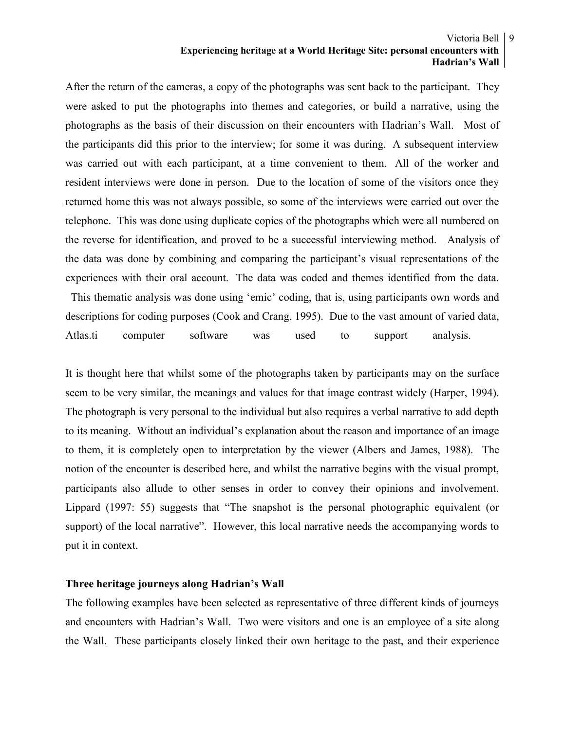After the return of the cameras, a copy of the photographs was sent back to the participant. They were asked to put the photographs into themes and categories, or build a narrative, using the photographs as the basis of their discussion on their encounters with Hadrian's Wall. Most of the participants did this prior to the interview; for some it was during. A subsequent interview was carried out with each participant, at a time convenient to them. All of the worker and resident interviews were done in person. Due to the location of some of the visitors once they returned home this was not always possible, so some of the interviews were carried out over the telephone. This was done using duplicate copies of the photographs which were all numbered on the reverse for identification, and proved to be a successful interviewing method. Analysis of the data was done by combining and comparing the participant's visual representations of the experiences with their oral account. The data was coded and themes identified from the data. This thematic analysis was done using 'emic' coding, that is, using participants own words and descriptions for coding purposes (Cook and Crang, 1995). Due to the vast amount of varied data, Atlas.ti computer software was used to support analysis.

It is thought here that whilst some of the photographs taken by participants may on the surface seem to be very similar, the meanings and values for that image contrast widely (Harper, 1994). The photograph is very personal to the individual but also requires a verbal narrative to add depth to its meaning. Without an individual's explanation about the reason and importance of an image to them, it is completely open to interpretation by the viewer (Albers and James, 1988). The notion of the encounter is described here, and whilst the narrative begins with the visual prompt, participants also allude to other senses in order to convey their opinions and involvement. Lippard (1997: 55) suggests that "The snapshot is the personal photographic equivalent (or support) of the local narrative". However, this local narrative needs the accompanying words to put it in context.

## Three heritage journeys along Hadrian's Wall

The following examples have been selected as representative of three different kinds of journeys and encounters with Hadrian's Wall. Two were visitors and one is an employee of a site along the Wall. These participants closely linked their own heritage to the past, and their experience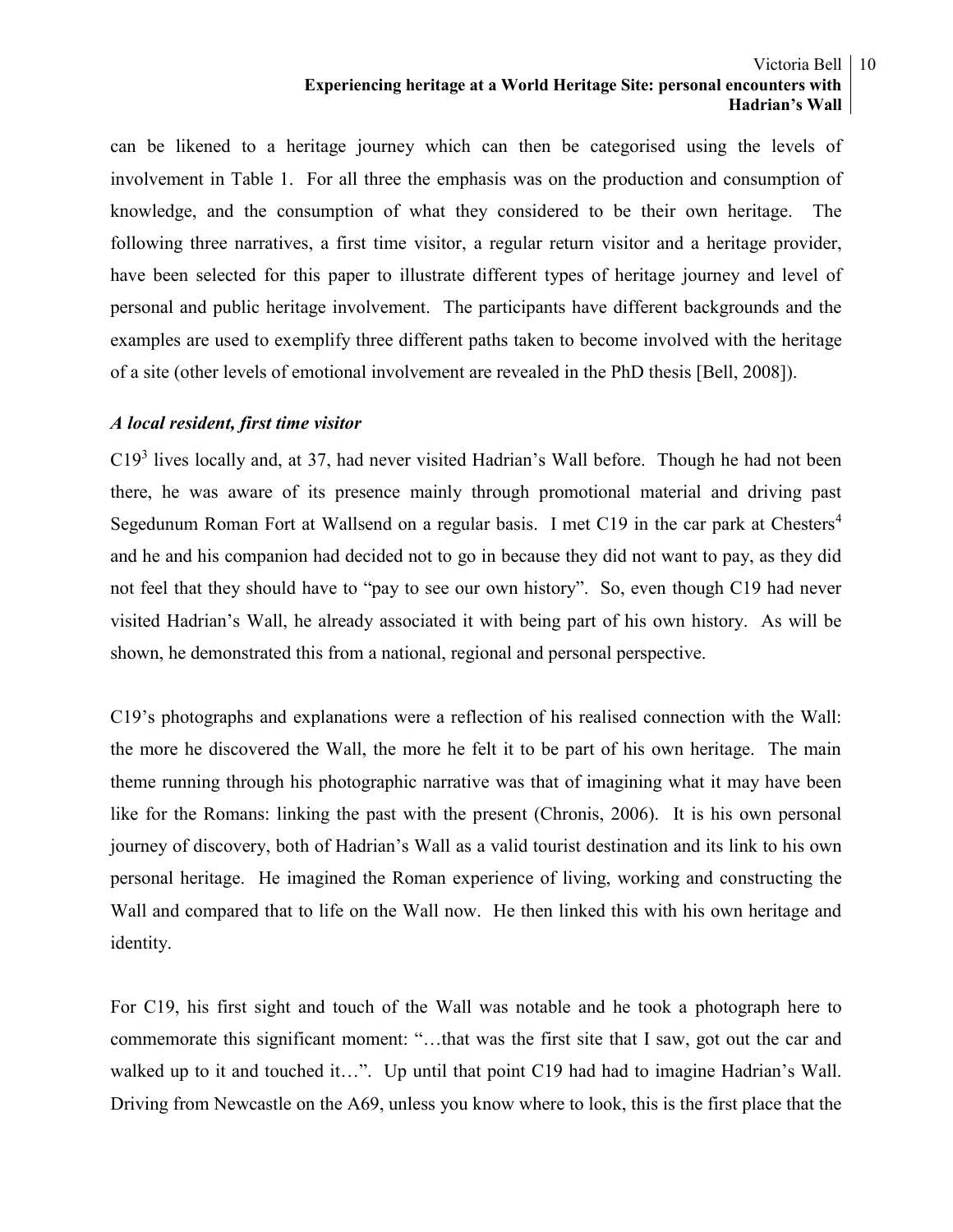can be likened to a heritage journey which can then be categorised using the levels of involvement in Table 1. For all three the emphasis was on the production and consumption of knowledge, and the consumption of what they considered to be their own heritage. The following three narratives, a first time visitor, a regular return visitor and a heritage provider, have been selected for this paper to illustrate different types of heritage journey and level of personal and public heritage involvement. The participants have different backgrounds and the examples are used to exemplify three different paths taken to become involved with the heritage of a site (other levels of emotional involvement are revealed in the PhD thesis [Bell, 2008]).

### *A local resident, first time visitor*

C19[3] lives locally and, at 37, had never visited Hadrian's Wall before. Though he had not been there, he was aware of its presence mainly through promotional material and driving past Segedunum Roman Fort at Wallsend on a regular basis. I met C19 in the car park at Chesters[4] and he and his companion had decided not to go in because they did not want to pay, as they did not feel that they should have to "pay to see our own history". So, even though C19 had never visited Hadrian's Wall, he already associated it with being part of his own history. As will be shown, he demonstrated this from a national, regional and personal perspective.

C19's photographs and explanations were a reflection of his realised connection with the Wall: the more he discovered the Wall, the more he felt it to be part of his own heritage. The main theme running through his photographic narrative was that of imagining what it may have been like for the Romans: linking the past with the present (Chronis, 2006). It is his own personal journey of discovery, both of Hadrian's Wall as a valid tourist destination and its link to his own personal heritage. He imagined the Roman experience of living, working and constructing the Wall and compared that to life on the Wall now. He then linked this with his own heritage and identity.

For C19, his first sight and touch of the Wall was notable and he took a photograph here to commemorate this significant moment: "…that was the first site that I saw, got out the car and walked up to it and touched it…". Up until that point C19 had had to imagine Hadrian's Wall. Driving from Newcastle on the A69, unless you know where to look, this is the first place that the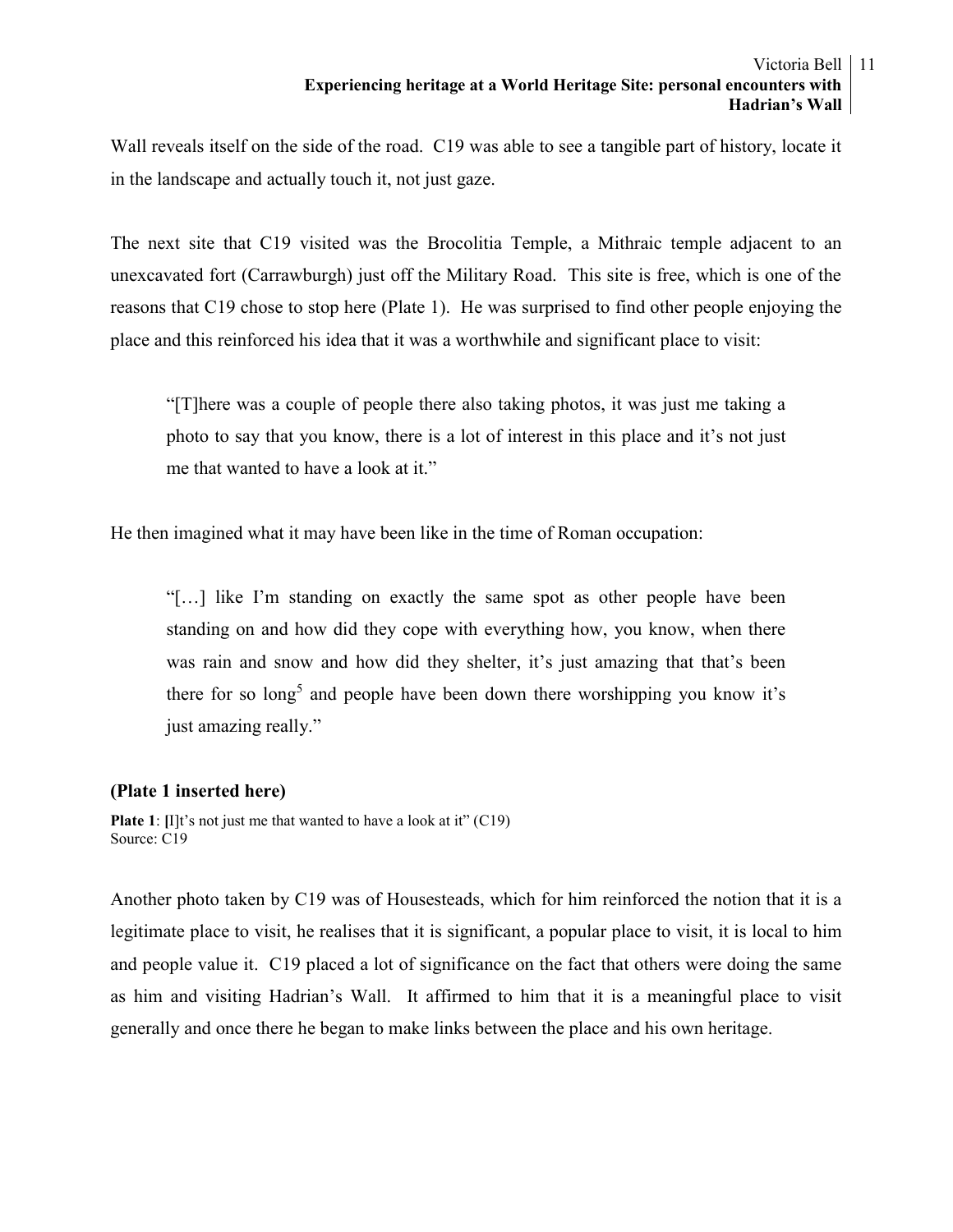Wall reveals itself on the side of the road. C19 was able to see a tangible part of history, locate it in the landscape and actually touch it, not just gaze.

The next site that C19 visited was the Brocolitia Temple, a Mithraic temple adjacent to an unexcavated fort (Carrawburgh) just off the Military Road. This site is free, which is one of the reasons that C19 chose to stop here (Plate 1). He was surprised to find other people enjoying the place and this reinforced his idea that it was a worthwhile and significant place to visit:

> "[T]here was a couple of people there also taking photos, it was just me taking a photo to say that you know, there is a lot of interest in this place and it's not just me that wanted to have a look at it."

He then imagined what it may have been like in the time of Roman occupation:

> "[…] like I'm standing on exactly the same spot as other people have been standing on and how did they cope with everything how, you know, when there was rain and snow and how did they shelter, it's just amazing that that's been there for so long[5] and people have been down there worshipping you know it's just amazing really."

**(Plate 1 inserted here)**

**Plate 1**: [I]t's not just me that wanted to have a look at it" (C19)
Source: C19

Another photo taken by C19 was of Housesteads, which for him reinforced the notion that it is a legitimate place to visit, he realises that it is significant, a popular place to visit, it is local to him and people value it. C19 placed a lot of significance on the fact that others were doing the same as him and visiting Hadrian's Wall. It affirmed to him that it is a meaningful place to visit generally and once there he began to make links between the place and his own heritage.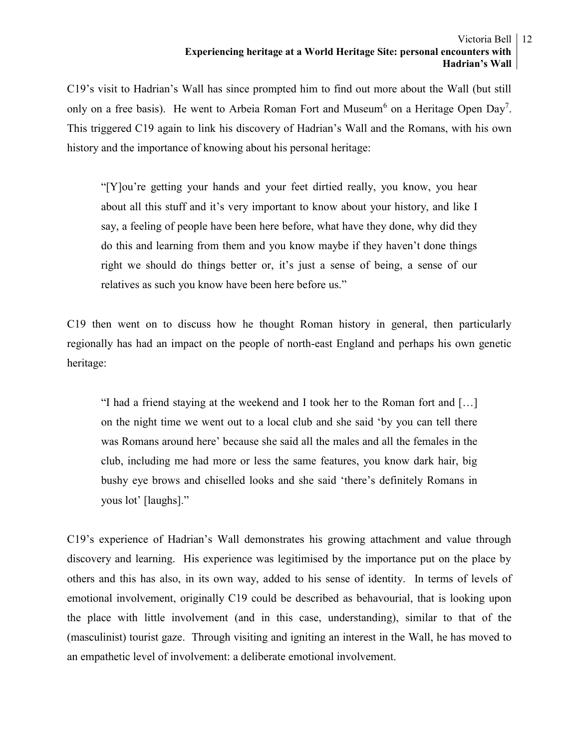C19's visit to Hadrian's Wall has since prompted him to find out more about the Wall (but still only on a free basis). He went to Arbeia Roman Fort and Museum[6] on a Heritage Open Day[7]. This triggered C19 again to link his discovery of Hadrian's Wall and the Romans, with his own history and the importance of knowing about his personal heritage:

> "[Y]ou're getting your hands and your feet dirtied really, you know, you hear about all this stuff and it's very important to know about your history, and like I say, a feeling of people have been here before, what have they done, why did they do this and learning from them and you know maybe if they haven't done things right we should do things better or, it's just a sense of being, a sense of our relatives as such you know have been here before us."

C19 then went on to discuss how he thought Roman history in general, then particularly regionally has had an impact on the people of north-east England and perhaps his own genetic heritage:

> "I had a friend staying at the weekend and I took her to the Roman fort and […] on the night time we went out to a local club and she said 'by you can tell there was Romans around here' because she said all the males and all the females in the club, including me had more or less the same features, you know dark hair, big bushy eye brows and chiselled looks and she said 'there's definitely Romans in yous lot' [laughs]."

C19's experience of Hadrian's Wall demonstrates his growing attachment and value through discovery and learning. His experience was legitimised by the importance put on the place by others and this has also, in its own way, added to his sense of identity. In terms of levels of emotional involvement, originally C19 could be described as behavourial, that is looking upon the place with little involvement (and in this case, understanding), similar to that of the (masculinist) tourist gaze. Through visiting and igniting an interest in the Wall, he has moved to an empathetic level of involvement: a deliberate emotional involvement.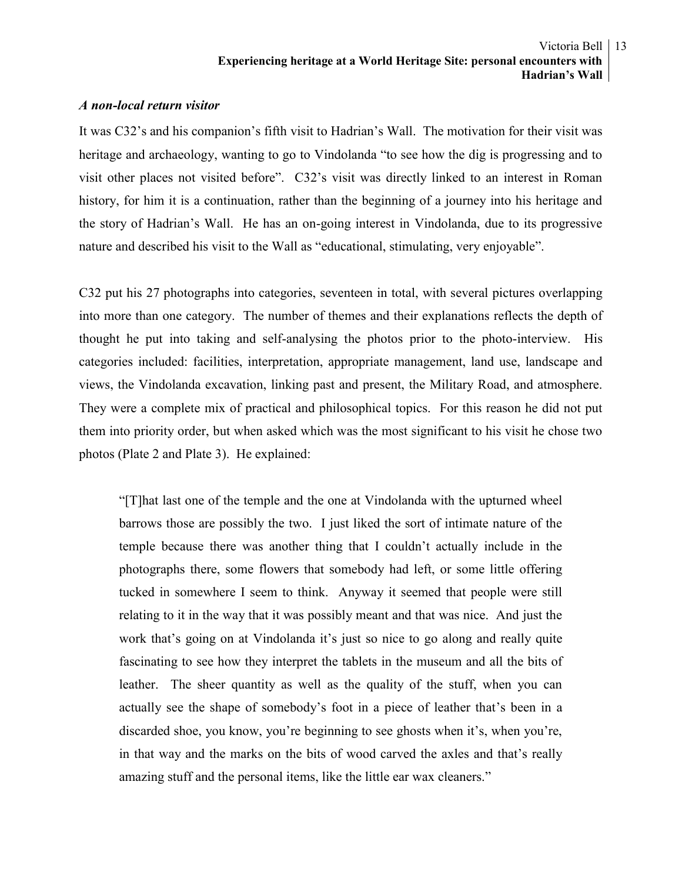### *A non-local return visitor*

It was C32's and his companion's fifth visit to Hadrian's Wall. The motivation for their visit was heritage and archaeology, wanting to go to Vindolanda "to see how the dig is progressing and to visit other places not visited before". C32's visit was directly linked to an interest in Roman history, for him it is a continuation, rather than the beginning of a journey into his heritage and the story of Hadrian's Wall. He has an on-going interest in Vindolanda, due to its progressive nature and described his visit to the Wall as "educational, stimulating, very enjoyable".

C32 put his 27 photographs into categories, seventeen in total, with several pictures overlapping into more than one category. The number of themes and their explanations reflects the depth of thought he put into taking and self-analysing the photos prior to the photo-interview. His categories included: facilities, interpretation, appropriate management, land use, landscape and views, the Vindolanda excavation, linking past and present, the Military Road, and atmosphere. They were a complete mix of practical and philosophical topics. For this reason he did not put them into priority order, but when asked which was the most significant to his visit he chose two photos (Plate 2 and Plate 3). He explained:

> "[T]hat last one of the temple and the one at Vindolanda with the upturned wheel barrows those are possibly the two. I just liked the sort of intimate nature of the temple because there was another thing that I couldn't actually include in the photographs there, some flowers that somebody had left, or some little offering tucked in somewhere I seem to think. Anyway it seemed that people were still relating to it in the way that it was possibly meant and that was nice. And just the work that's going on at Vindolanda it's just so nice to go along and really quite fascinating to see how they interpret the tablets in the museum and all the bits of leather. The sheer quantity as well as the quality of the stuff, when you can actually see the shape of somebody's foot in a piece of leather that's been in a discarded shoe, you know, you're beginning to see ghosts when it's, when you're, in that way and the marks on the bits of wood carved the axles and that's really amazing stuff and the personal items, like the little ear wax cleaners."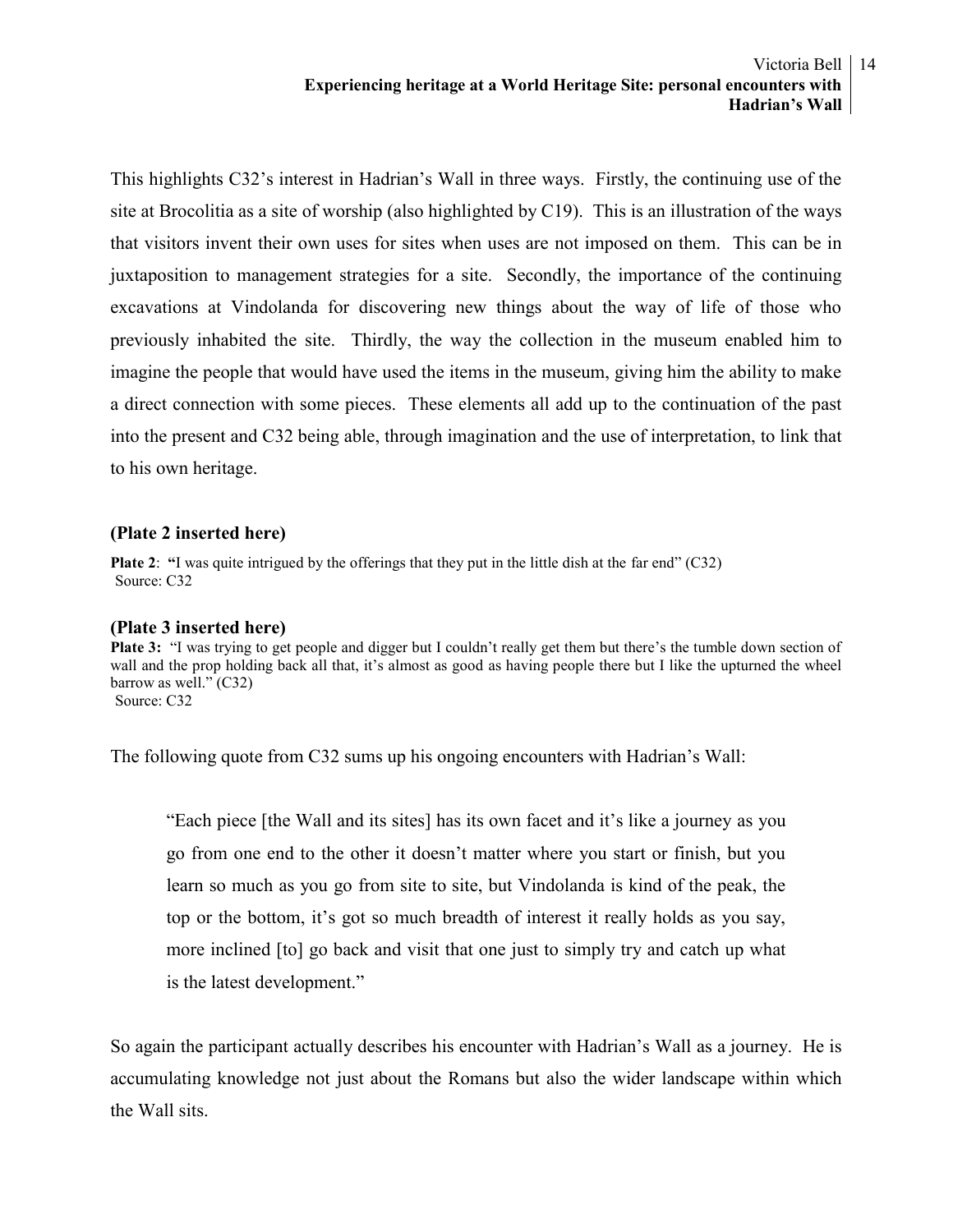This highlights C32's interest in Hadrian's Wall in three ways. Firstly, the continuing use of the site at Brocolitia as a site of worship (also highlighted by C19). This is an illustration of the ways that visitors invent their own uses for sites when uses are not imposed on them. This can be in juxtaposition to management strategies for a site. Secondly, the importance of the continuing excavations at Vindolanda for discovering new things about the way of life of those who previously inhabited the site. Thirdly, the way the collection in the museum enabled him to imagine the people that would have used the items in the museum, giving him the ability to make a direct connection with some pieces. These elements all add up to the continuation of the past into the present and C32 being able, through imagination and the use of interpretation, to link that to his own heritage.

**(Plate 2 inserted here)**

**Plate 2**: **"**I was quite intrigued by the offerings that they put in the little dish at the far end" (C32)
Source: C32

**(Plate 3 inserted here)**

**Plate 3:** "I was trying to get people and digger but I couldn't really get them but there's the tumble down section of wall and the prop holding back all that, it's almost as good as having people there but I like the upturned the wheel barrow as well." (C32)
Source: C32

The following quote from C32 sums up his ongoing encounters with Hadrian's Wall:

> "Each piece [the Wall and its sites] has its own facet and it's like a journey as you go from one end to the other it doesn't matter where you start or finish, but you learn so much as you go from site to site, but Vindolanda is kind of the peak, the top or the bottom, it's got so much breadth of interest it really holds as you say, more inclined [to] go back and visit that one just to simply try and catch up what is the latest development."

So again the participant actually describes his encounter with Hadrian's Wall as a journey. He is accumulating knowledge not just about the Romans but also the wider landscape within which the Wall sits.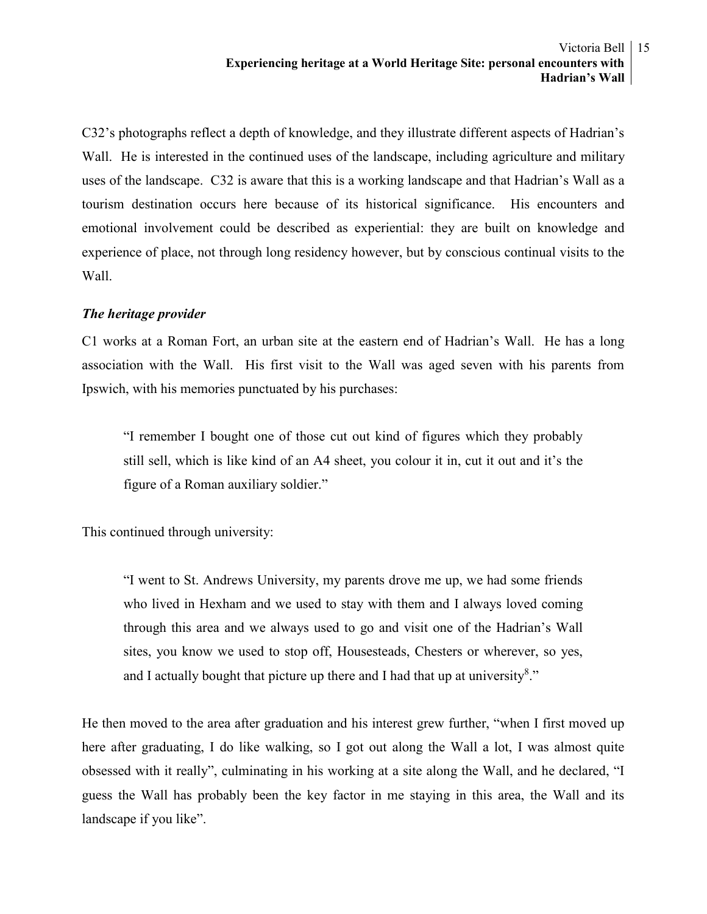C32's photographs reflect a depth of knowledge, and they illustrate different aspects of Hadrian's Wall. He is interested in the continued uses of the landscape, including agriculture and military uses of the landscape. C32 is aware that this is a working landscape and that Hadrian's Wall as a tourism destination occurs here because of its historical significance. His encounters and emotional involvement could be described as experiential: they are built on knowledge and experience of place, not through long residency however, but by conscious continual visits to the Wall.

***The heritage provider***

C1 works at a Roman Fort, an urban site at the eastern end of Hadrian's Wall. He has a long association with the Wall. His first visit to the Wall was aged seven with his parents from Ipswich, with his memories punctuated by his purchases:

> "I remember I bought one of those cut out kind of figures which they probably still sell, which is like kind of an A4 sheet, you colour it in, cut it out and it's the figure of a Roman auxiliary soldier."

This continued through university:

> "I went to St. Andrews University, my parents drove me up, we had some friends who lived in Hexham and we used to stay with them and I always loved coming through this area and we always used to go and visit one of the Hadrian's Wall sites, you know we used to stop off, Housesteads, Chesters or wherever, so yes, and I actually bought that picture up there and I had that up at university[8]."

He then moved to the area after graduation and his interest grew further, "when I first moved up here after graduating, I do like walking, so I got out along the Wall a lot, I was almost quite obsessed with it really", culminating in his working at a site along the Wall, and he declared, "I guess the Wall has probably been the key factor in me staying in this area, the Wall and its landscape if you like".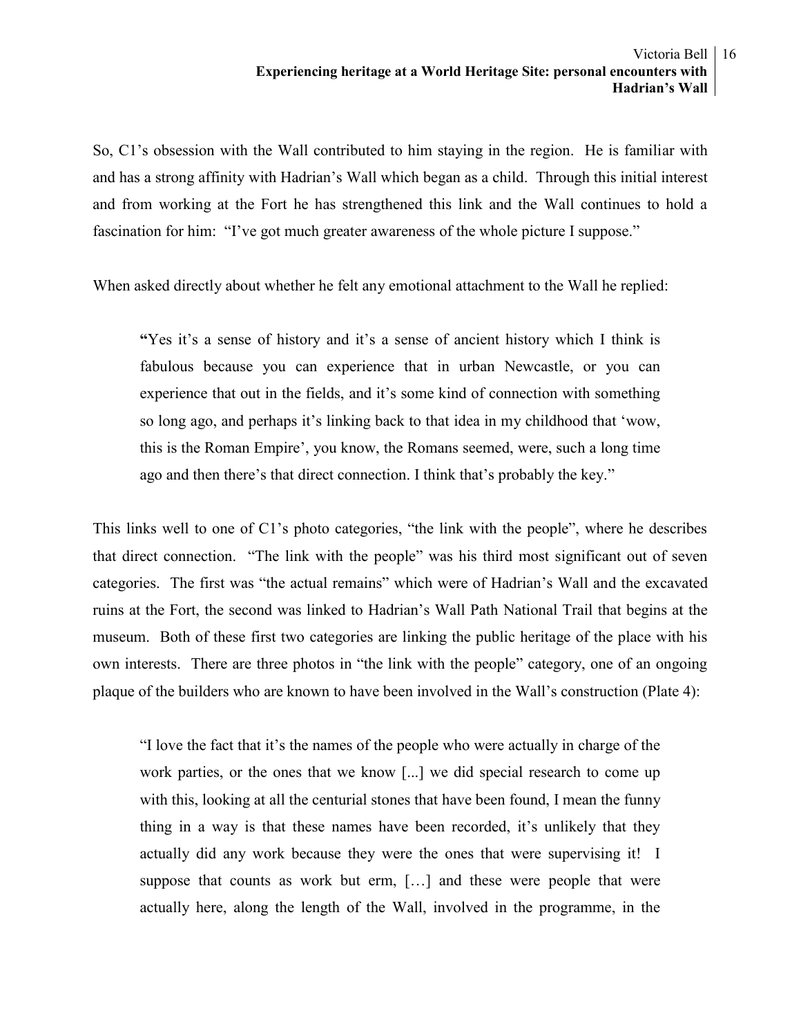So, C1's obsession with the Wall contributed to him staying in the region. He is familiar with and has a strong affinity with Hadrian's Wall which began as a child. Through this initial interest and from working at the Fort he has strengthened this link and the Wall continues to hold a fascination for him: "I've got much greater awareness of the whole picture I suppose."

When asked directly about whether he felt any emotional attachment to the Wall he replied:

> **"**Yes it's a sense of history and it's a sense of ancient history which I think is fabulous because you can experience that in urban Newcastle, or you can experience that out in the fields, and it's some kind of connection with something so long ago, and perhaps it's linking back to that idea in my childhood that 'wow, this is the Roman Empire', you know, the Romans seemed, were, such a long time ago and then there's that direct connection. I think that's probably the key."

This links well to one of C1's photo categories, "the link with the people", where he describes that direct connection. "The link with the people" was his third most significant out of seven categories. The first was "the actual remains" which were of Hadrian's Wall and the excavated ruins at the Fort, the second was linked to Hadrian's Wall Path National Trail that begins at the museum. Both of these first two categories are linking the public heritage of the place with his own interests. There are three photos in "the link with the people" category, one of an ongoing plaque of the builders who are known to have been involved in the Wall's construction (Plate 4):

> "I love the fact that it's the names of the people who were actually in charge of the work parties, or the ones that we know [...] we did special research to come up with this, looking at all the centurial stones that have been found, I mean the funny thing in a way is that these names have been recorded, it's unlikely that they actually did any work because they were the ones that were supervising it! I suppose that counts as work but erm, […] and these were people that were actually here, along the length of the Wall, involved in the programme, in the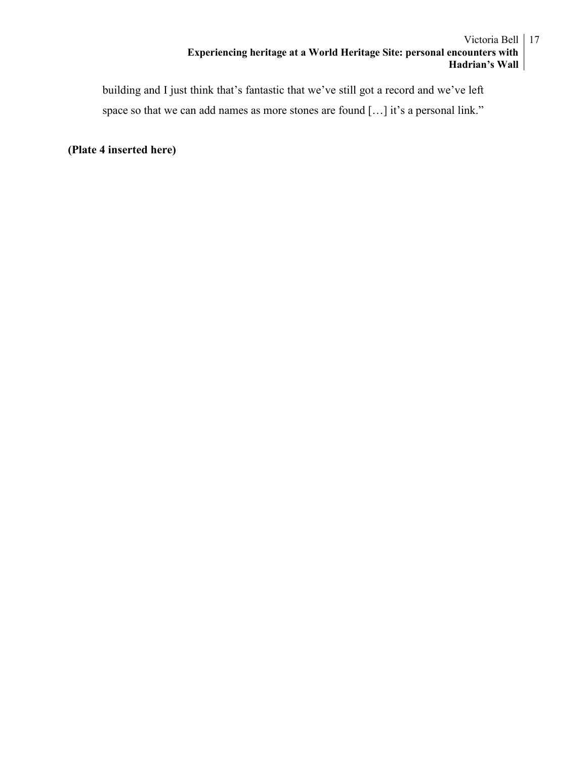building and I just think that's fantastic that we've still got a record and we've left space so that we can add names as more stones are found […] it's a personal link."

**(Plate 4 inserted here)**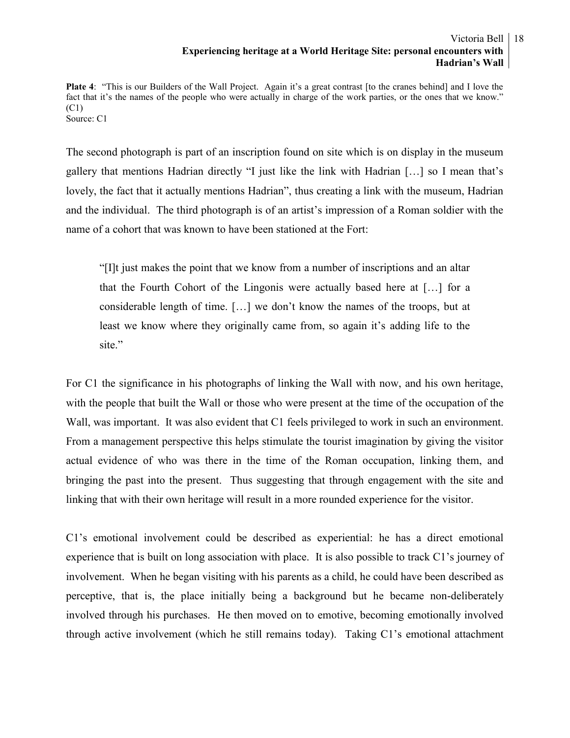**Plate 4**: "This is our Builders of the Wall Project. Again it's a great contrast [to the cranes behind] and I love the fact that it's the names of the people who were actually in charge of the work parties, or the ones that we know." (C1)
Source: C1

The second photograph is part of an inscription found on site which is on display in the museum gallery that mentions Hadrian directly "I just like the link with Hadrian […] so I mean that's lovely, the fact that it actually mentions Hadrian", thus creating a link with the museum, Hadrian and the individual. The third photograph is of an artist's impression of a Roman soldier with the name of a cohort that was known to have been stationed at the Fort:

> "[I]t just makes the point that we know from a number of inscriptions and an altar that the Fourth Cohort of the Lingonis were actually based here at […] for a considerable length of time. […] we don't know the names of the troops, but at least we know where they originally came from, so again it's adding life to the site."

For C1 the significance in his photographs of linking the Wall with now, and his own heritage, with the people that built the Wall or those who were present at the time of the occupation of the Wall, was important. It was also evident that C1 feels privileged to work in such an environment. From a management perspective this helps stimulate the tourist imagination by giving the visitor actual evidence of who was there in the time of the Roman occupation, linking them, and bringing the past into the present. Thus suggesting that through engagement with the site and linking that with their own heritage will result in a more rounded experience for the visitor.

C1's emotional involvement could be described as experiential: he has a direct emotional experience that is built on long association with place. It is also possible to track C1's journey of involvement. When he began visiting with his parents as a child, he could have been described as perceptive, that is, the place initially being a background but he became non-deliberately involved through his purchases. He then moved on to emotive, becoming emotionally involved through active involvement (which he still remains today). Taking C1's emotional attachment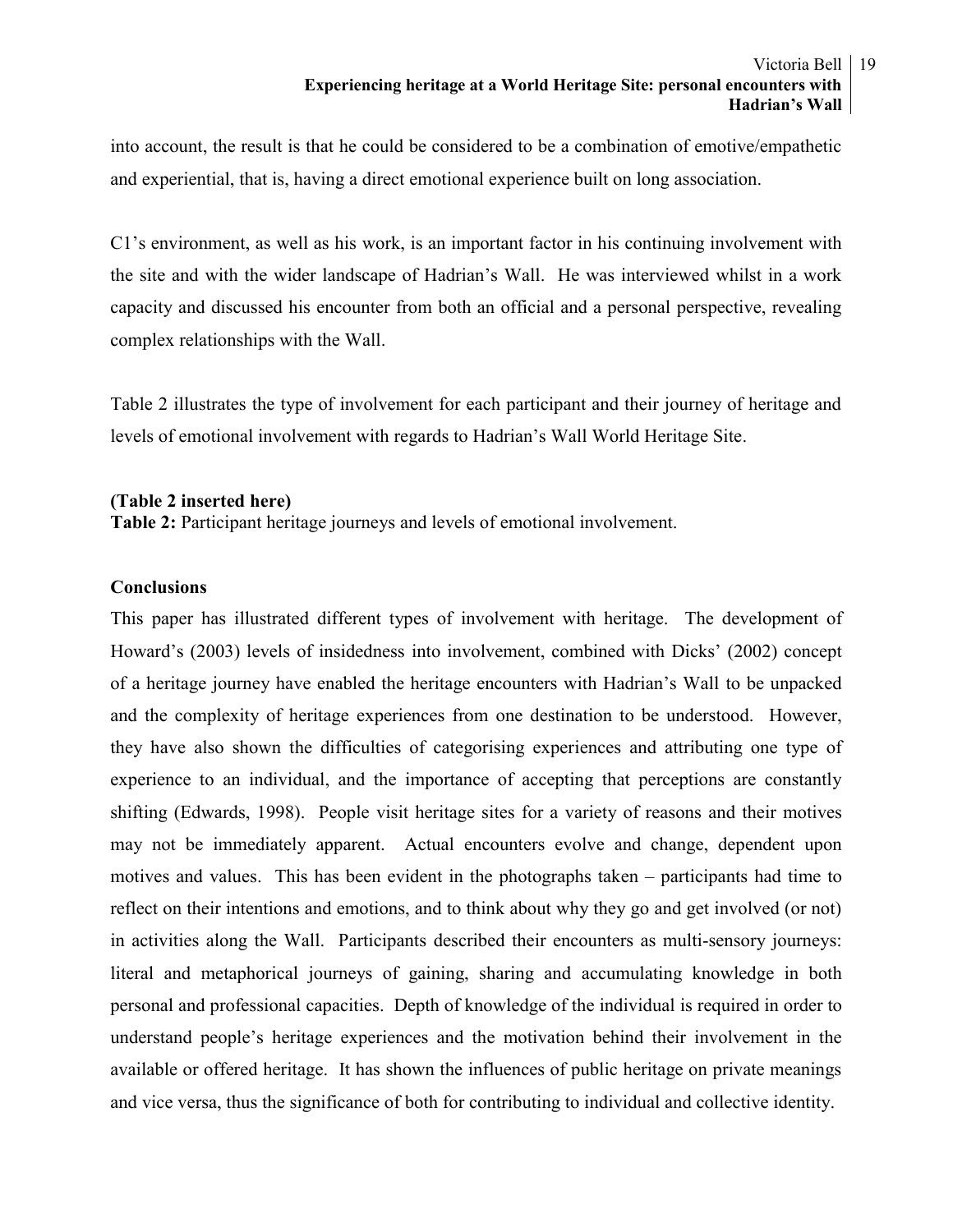into account, the result is that he could be considered to be a combination of emotive/empathetic and experiential, that is, having a direct emotional experience built on long association.

C1's environment, as well as his work, is an important factor in his continuing involvement with the site and with the wider landscape of Hadrian's Wall. He was interviewed whilst in a work capacity and discussed his encounter from both an official and a personal perspective, revealing complex relationships with the Wall.

Table 2 illustrates the type of involvement for each participant and their journey of heritage and levels of emotional involvement with regards to Hadrian's Wall World Heritage Site.

**(Table 2 inserted here)**
**Table 2:** Participant heritage journeys and levels of emotional involvement.

## Conclusions

This paper has illustrated different types of involvement with heritage. The development of Howard's (2003) levels of insidedness into involvement, combined with Dicks' (2002) concept of a heritage journey have enabled the heritage encounters with Hadrian's Wall to be unpacked and the complexity of heritage experiences from one destination to be understood. However, they have also shown the difficulties of categorising experiences and attributing one type of experience to an individual, and the importance of accepting that perceptions are constantly shifting (Edwards, 1998). People visit heritage sites for a variety of reasons and their motives may not be immediately apparent. Actual encounters evolve and change, dependent upon motives and values. This has been evident in the photographs taken – participants had time to reflect on their intentions and emotions, and to think about why they go and get involved (or not) in activities along the Wall. Participants described their encounters as multi-sensory journeys: literal and metaphorical journeys of gaining, sharing and accumulating knowledge in both personal and professional capacities. Depth of knowledge of the individual is required in order to understand people's heritage experiences and the motivation behind their involvement in the available or offered heritage. It has shown the influences of public heritage on private meanings and vice versa, thus the significance of both for contributing to individual and collective identity.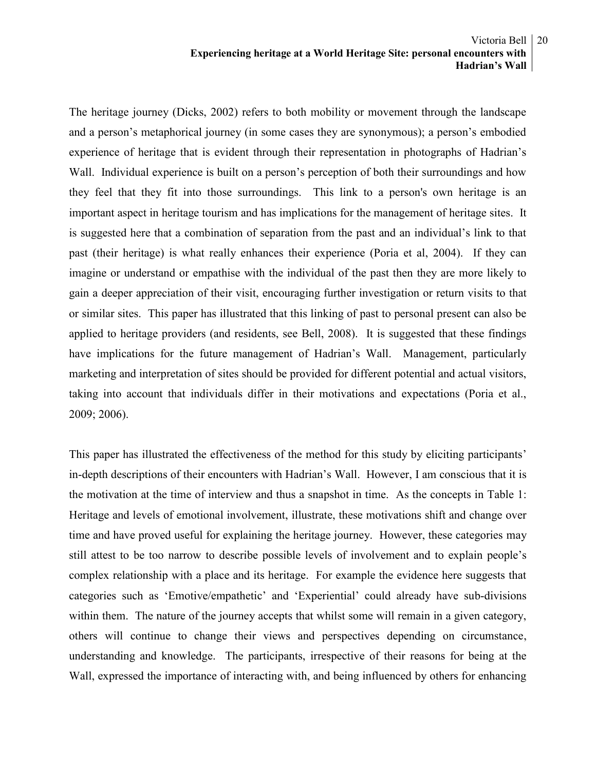The heritage journey (Dicks, 2002) refers to both mobility or movement through the landscape and a person's metaphorical journey (in some cases they are synonymous); a person's embodied experience of heritage that is evident through their representation in photographs of Hadrian's Wall. Individual experience is built on a person's perception of both their surroundings and how they feel that they fit into those surroundings. This link to a person's own heritage is an important aspect in heritage tourism and has implications for the management of heritage sites. It is suggested here that a combination of separation from the past and an individual's link to that past (their heritage) is what really enhances their experience (Poria et al, 2004). If they can imagine or understand or empathise with the individual of the past then they are more likely to gain a deeper appreciation of their visit, encouraging further investigation or return visits to that or similar sites. This paper has illustrated that this linking of past to personal present can also be applied to heritage providers (and residents, see Bell, 2008). It is suggested that these findings have implications for the future management of Hadrian's Wall. Management, particularly marketing and interpretation of sites should be provided for different potential and actual visitors, taking into account that individuals differ in their motivations and expectations (Poria et al., 2009; 2006).

This paper has illustrated the effectiveness of the method for this study by eliciting participants' in-depth descriptions of their encounters with Hadrian's Wall. However, I am conscious that it is the motivation at the time of interview and thus a snapshot in time. As the concepts in Table 1: Heritage and levels of emotional involvement, illustrate, these motivations shift and change over time and have proved useful for explaining the heritage journey. However, these categories may still attest to be too narrow to describe possible levels of involvement and to explain people's complex relationship with a place and its heritage. For example the evidence here suggests that categories such as 'Emotive/empathetic' and 'Experiential' could already have sub-divisions within them. The nature of the journey accepts that whilst some will remain in a given category, others will continue to change their views and perspectives depending on circumstance, understanding and knowledge. The participants, irrespective of their reasons for being at the Wall, expressed the importance of interacting with, and being influenced by others for enhancing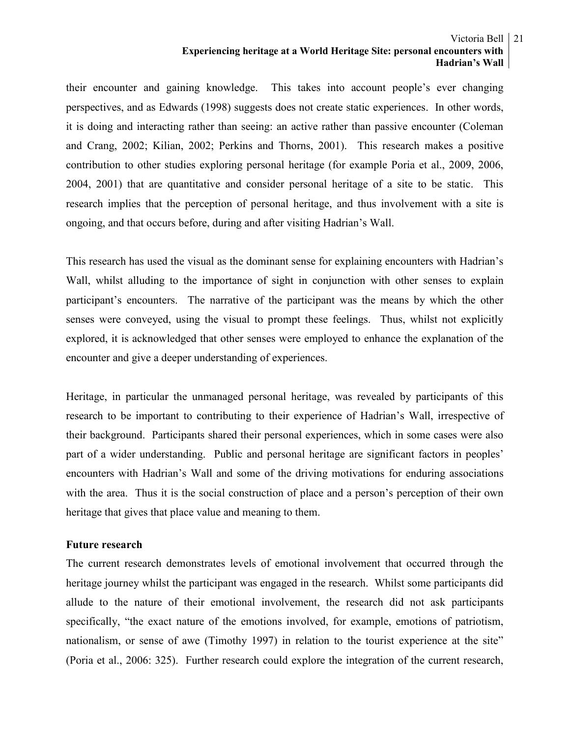their encounter and gaining knowledge. This takes into account people's ever changing perspectives, and as Edwards (1998) suggests does not create static experiences. In other words, it is doing and interacting rather than seeing: an active rather than passive encounter (Coleman and Crang, 2002; Kilian, 2002; Perkins and Thorns, 2001). This research makes a positive contribution to other studies exploring personal heritage (for example Poria et al., 2009, 2006, 2004, 2001) that are quantitative and consider personal heritage of a site to be static. This research implies that the perception of personal heritage, and thus involvement with a site is ongoing, and that occurs before, during and after visiting Hadrian's Wall.

This research has used the visual as the dominant sense for explaining encounters with Hadrian's Wall, whilst alluding to the importance of sight in conjunction with other senses to explain participant's encounters. The narrative of the participant was the means by which the other senses were conveyed, using the visual to prompt these feelings. Thus, whilst not explicitly explored, it is acknowledged that other senses were employed to enhance the explanation of the encounter and give a deeper understanding of experiences.

Heritage, in particular the unmanaged personal heritage, was revealed by participants of this research to be important to contributing to their experience of Hadrian's Wall, irrespective of their background. Participants shared their personal experiences, which in some cases were also part of a wider understanding. Public and personal heritage are significant factors in peoples' encounters with Hadrian's Wall and some of the driving motivations for enduring associations with the area. Thus it is the social construction of place and a person's perception of their own heritage that gives that place value and meaning to them.

**Future research**

The current research demonstrates levels of emotional involvement that occurred through the heritage journey whilst the participant was engaged in the research. Whilst some participants did allude to the nature of their emotional involvement, the research did not ask participants specifically, "the exact nature of the emotions involved, for example, emotions of patriotism, nationalism, or sense of awe (Timothy 1997) in relation to the tourist experience at the site" (Poria et al., 2006: 325). Further research could explore the integration of the current research,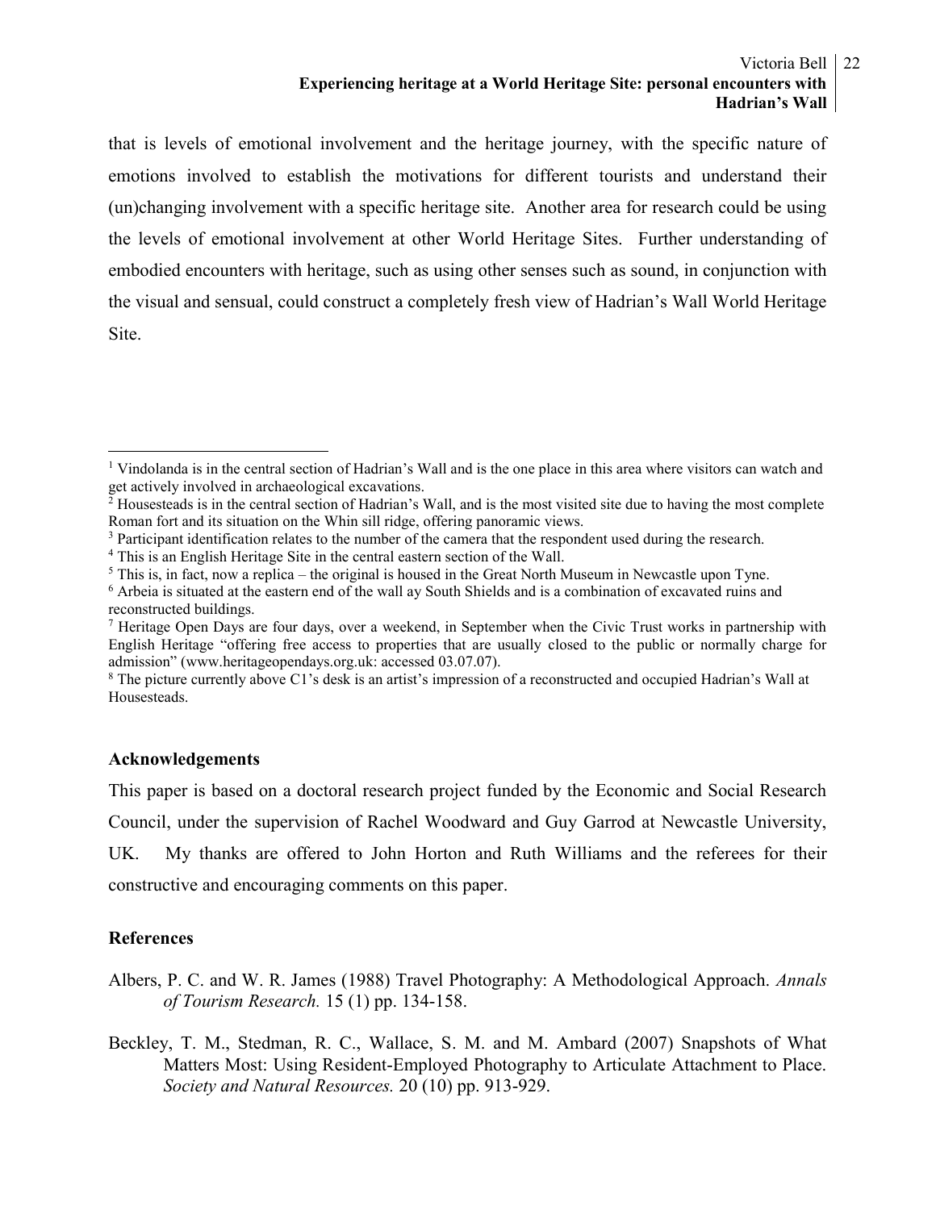that is levels of emotional involvement and the heritage journey, with the specific nature of emotions involved to establish the motivations for different tourists and understand their (un)changing involvement with a specific heritage site. Another area for research could be using the levels of emotional involvement at other World Heritage Sites. Further understanding of embodied encounters with heritage, such as using other senses such as sound, in conjunction with the visual and sensual, could construct a completely fresh view of Hadrian's Wall World Heritage Site.

---

[1] Vindolanda is in the central section of Hadrian's Wall and is the one place in this area where visitors can watch and get actively involved in archaeological excavations.

[2] Housesteads is in the central section of Hadrian's Wall, and is the most visited site due to having the most complete Roman fort and its situation on the Whin sill ridge, offering panoramic views.

[3] Participant identification relates to the number of the camera that the respondent used during the research.

[4] This is an English Heritage Site in the central eastern section of the Wall.

[5] This is, in fact, now a replica – the original is housed in the Great North Museum in Newcastle upon Tyne.

[6] Arbeia is situated at the eastern end of the wall ay South Shields and is a combination of excavated ruins and reconstructed buildings.

[7] Heritage Open Days are four days, over a weekend, in September when the Civic Trust works in partnership with English Heritage "offering free access to properties that are usually closed to the public or normally charge for admission" (www.heritageopendays.org.uk: accessed 03.07.07).

[8] The picture currently above C1's desk is an artist's impression of a reconstructed and occupied Hadrian's Wall at Housesteads.

### Acknowledgements

This paper is based on a doctoral research project funded by the Economic and Social Research Council, under the supervision of Rachel Woodward and Guy Garrod at Newcastle University, UK. My thanks are offered to John Horton and Ruth Williams and the referees for their constructive and encouraging comments on this paper.

### References

Albers, P. C. and W. R. James (1988) Travel Photography: A Methodological Approach. *Annals of Tourism Research.* 15 (1) pp. 134-158.

Beckley, T. M., Stedman, R. C., Wallace, S. M. and M. Ambard (2007) Snapshots of What Matters Most: Using Resident-Employed Photography to Articulate Attachment to Place. *Society and Natural Resources.* 20 (10) pp. 913-929.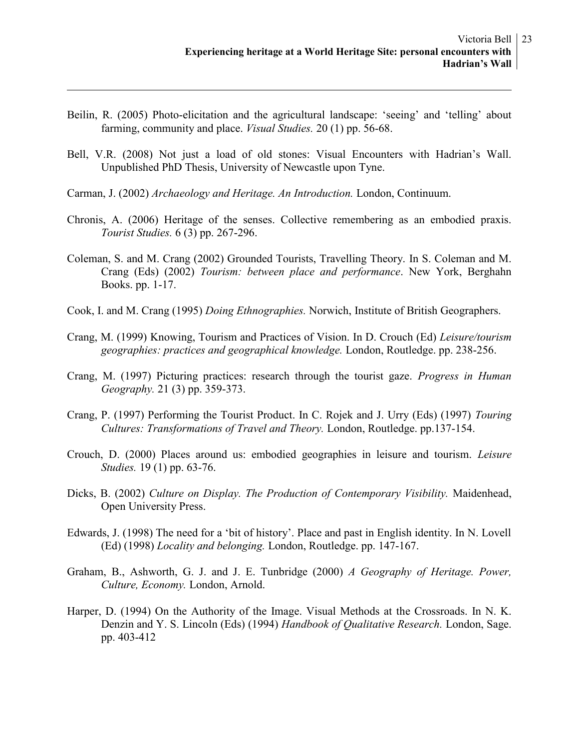Beilin, R. (2005) Photo-elicitation and the agricultural landscape: 'seeing' and 'telling' about farming, community and place. *Visual Studies.* 20 (1) pp. 56-68.

Bell, V.R. (2008) Not just a load of old stones: Visual Encounters with Hadrian's Wall. Unpublished PhD Thesis, University of Newcastle upon Tyne.

Carman, J. (2002) *Archaeology and Heritage. An Introduction.* London, Continuum.

Chronis, A. (2006) Heritage of the senses. Collective remembering as an embodied praxis. *Tourist Studies.* 6 (3) pp. 267-296.

Coleman, S. and M. Crang (2002) Grounded Tourists, Travelling Theory. In S. Coleman and M. Crang (Eds) (2002) *Tourism: between place and performance*. New York, Berghahn Books. pp. 1-17.

Cook, I. and M. Crang (1995) *Doing Ethnographies.* Norwich, Institute of British Geographers.

Crang, M. (1999) Knowing, Tourism and Practices of Vision. In D. Crouch (Ed) *Leisure/tourism geographies: practices and geographical knowledge.* London, Routledge. pp. 238-256.

Crang, M. (1997) Picturing practices: research through the tourist gaze. *Progress in Human Geography.* 21 (3) pp. 359-373.

Crang, P. (1997) Performing the Tourist Product. In C. Rojek and J. Urry (Eds) (1997) *Touring Cultures: Transformations of Travel and Theory.* London, Routledge. pp.137-154.

Crouch, D. (2000) Places around us: embodied geographies in leisure and tourism. *Leisure Studies.* 19 (1) pp. 63-76.

Dicks, B. (2002) *Culture on Display. The Production of Contemporary Visibility.* Maidenhead, Open University Press.

Edwards, J. (1998) The need for a 'bit of history'. Place and past in English identity. In N. Lovell (Ed) (1998) *Locality and belonging.* London, Routledge. pp. 147-167.

Graham, B., Ashworth, G. J. and J. E. Tunbridge (2000) *A Geography of Heritage. Power, Culture, Economy.* London, Arnold.

Harper, D. (1994) On the Authority of the Image. Visual Methods at the Crossroads. In N. K. Denzin and Y. S. Lincoln (Eds) (1994) *Handbook of Qualitative Research.* London, Sage. pp. 403-412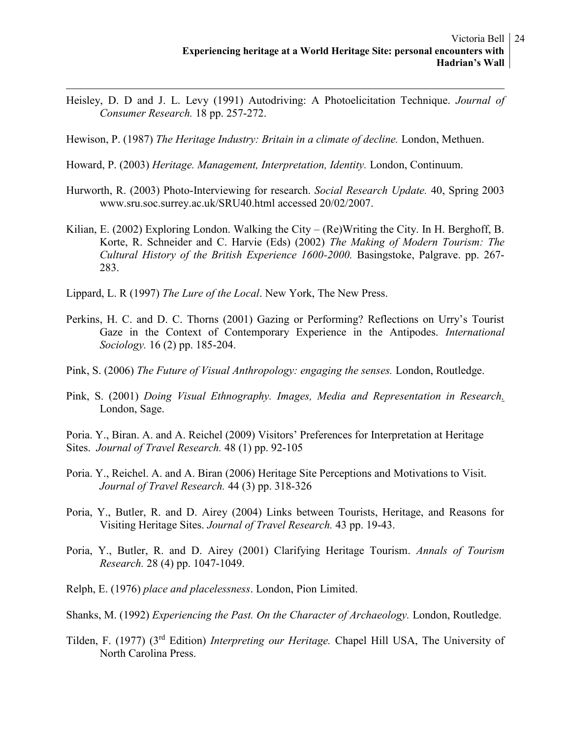Heisley, D. D and J. L. Levy (1991) Autodriving: A Photoelicitation Technique. *Journal of Consumer Research.* 18 pp. 257-272.

Hewison, P. (1987) *The Heritage Industry: Britain in a climate of decline.* London, Methuen.

Howard, P. (2003) *Heritage. Management, Interpretation, Identity.* London, Continuum.

Hurworth, R. (2003) Photo-Interviewing for research. *Social Research Update.* 40, Spring 2003 www.sru.soc.surrey.ac.uk/SRU40.html accessed 20/02/2007.

Kilian, E. (2002) Exploring London. Walking the City – (Re)Writing the City. In H. Berghoff, B. Korte, R. Schneider and C. Harvie (Eds) (2002) *The Making of Modern Tourism: The Cultural History of the British Experience 1600-2000.* Basingstoke, Palgrave. pp. 267-283.

Lippard, L. R (1997) *The Lure of the Local*. New York, The New Press.

Perkins, H. C. and D. C. Thorns (2001) Gazing or Performing? Reflections on Urry's Tourist Gaze in the Context of Contemporary Experience in the Antipodes. *International Sociology.* 16 (2) pp. 185-204.

Pink, S. (2006) *The Future of Visual Anthropology: engaging the senses.* London, Routledge.

Pink, S. (2001) *Doing Visual Ethnography. Images, Media and Representation in Research.* London, Sage.

Poria. Y., Biran. A. and A. Reichel (2009) Visitors' Preferences for Interpretation at Heritage Sites. *Journal of Travel Research.* 48 (1) pp. 92-105

Poria. Y., Reichel. A. and A. Biran (2006) Heritage Site Perceptions and Motivations to Visit. *Journal of Travel Research.* 44 (3) pp. 318-326

Poria, Y., Butler, R. and D. Airey (2004) Links between Tourists, Heritage, and Reasons for Visiting Heritage Sites. *Journal of Travel Research.* 43 pp. 19-43.

Poria, Y., Butler, R. and D. Airey (2001) Clarifying Heritage Tourism. *Annals of Tourism Research.* 28 (4) pp. 1047-1049.

Relph, E. (1976) *place and placelessness*. London, Pion Limited.

Shanks, M. (1992) *Experiencing the Past. On the Character of Archaeology.* London, Routledge.

Tilden, F. (1977) (3rd Edition) *Interpreting our Heritage.* Chapel Hill USA, The University of North Carolina Press.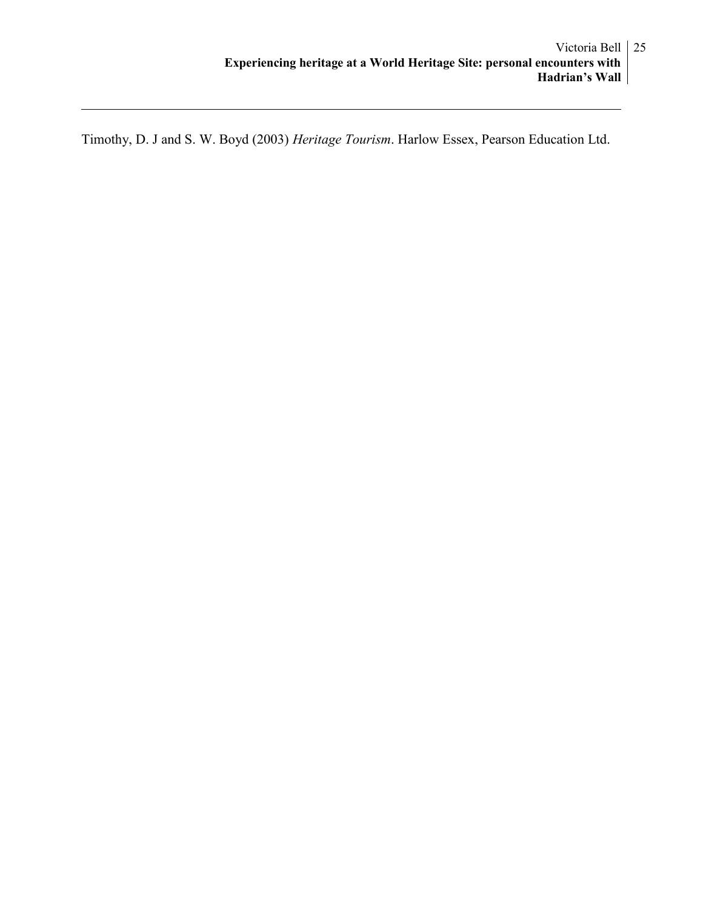Timothy, D. J and S. W. Boyd (2003) *Heritage Tourism*. Harlow Essex, Pearson Education Ltd.